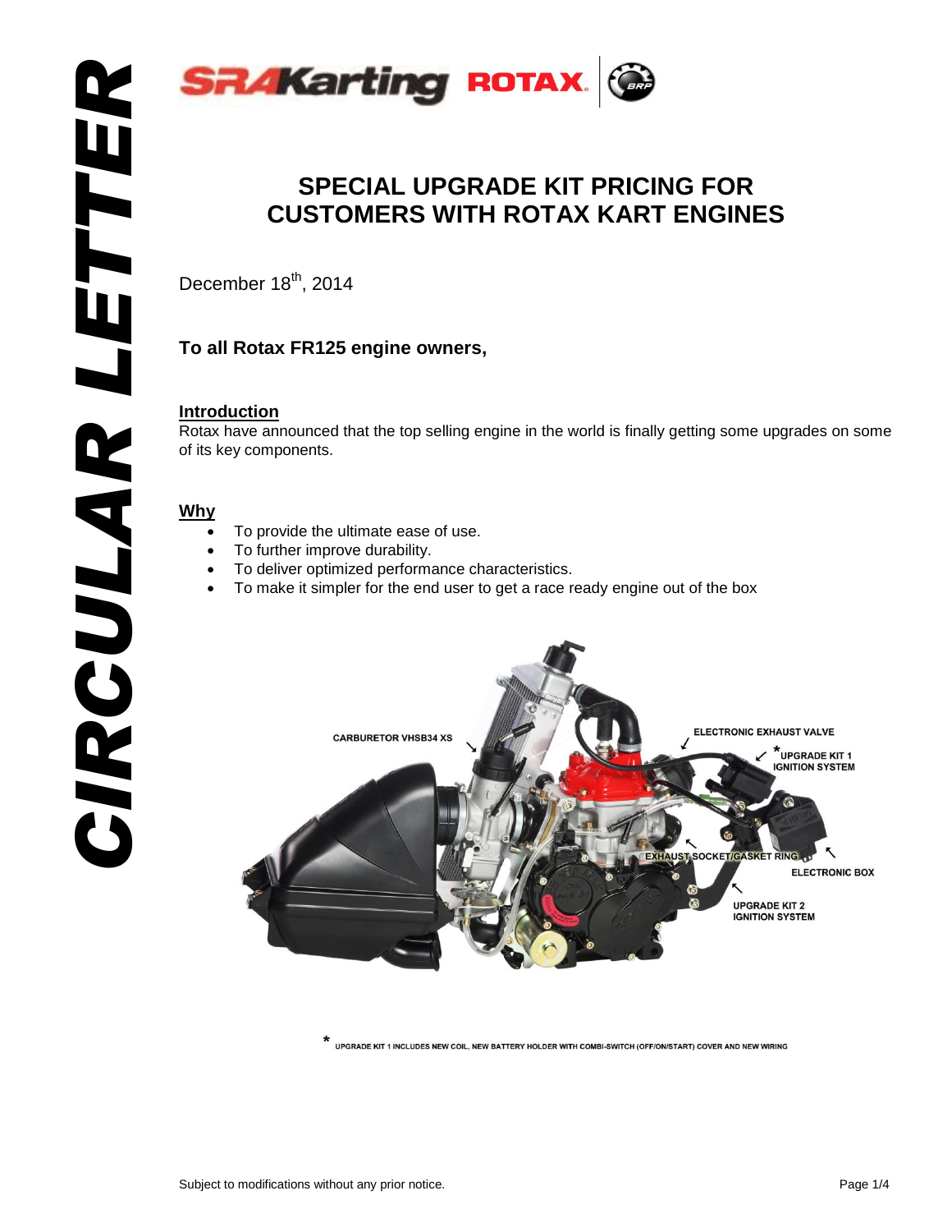CIRCULAR LETTER

# SPECIAL UPGRADE KIT PRICING FOR CUSTOMERS WITH ROTAX KART ENGINES

December 18th, 2014

**To all Rotax FR125 engine owners,**

## Introduction

Rotax have announced that the top selling engine in the world is finally getting some upgrades on some of its key components.

## Why

- To provide the ultimate ease of use.
- To further improve durability.
- To deliver optimized performance characteristics.
- To make it simpler for the end user to get a race ready engine out of the box

CARBURETOR VHSB34 XS

ELECTRONIC EXHAUST VALVE

*UPGRADE KIT 1 IGNITION SYSTEM

EXHAUST SOCKET/GASKET RING

ELECTRONIC BOX

UPGRADE KIT 2 IGNITION SYSTEM

* UPGRADE KIT 1 INCLUDES NEW COIL, NEW BATTERY HOLDER WITH COMBI-SWITCH (OFF/ON/START) COVER AND NEW WIRING

Subject to modifications without any prior notice.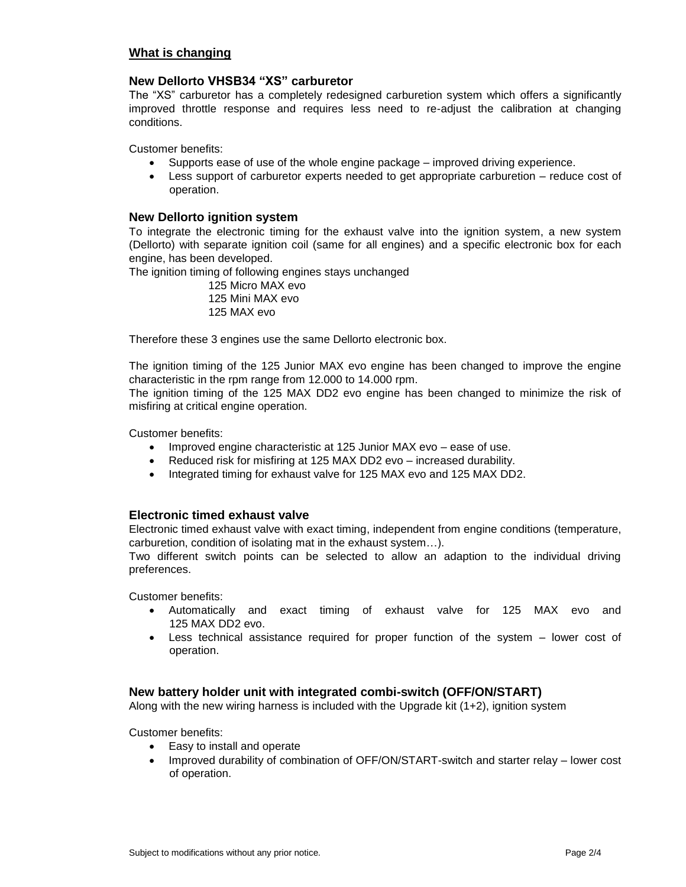## What is changing

### New Dellorto VHSB34 "XS" carburetor

The "XS" carburetor has a completely redesigned carburetion system which offers a significantly improved throttle response and requires less need to re-adjust the calibration at changing conditions.

Customer benefits:

- Supports ease of use of the whole engine package – improved driving experience.
- Less support of carburetor experts needed to get appropriate carburetion – reduce cost of operation.

### New Dellorto ignition system

To integrate the electronic timing for the exhaust valve into the ignition system, a new system (Dellorto) with separate ignition coil (same for all engines) and a specific electronic box for each engine, has been developed.

The ignition timing of following engines stays unchanged

125 Micro MAX evo
125 Mini MAX evo
125 MAX evo

Therefore these 3 engines use the same Dellorto electronic box.

The ignition timing of the 125 Junior MAX evo engine has been changed to improve the engine characteristic in the rpm range from 12.000 to 14.000 rpm.

The ignition timing of the 125 MAX DD2 evo engine has been changed to minimize the risk of misfiring at critical engine operation.

Customer benefits:

- Improved engine characteristic at 125 Junior MAX evo – ease of use.
- Reduced risk for misfiring at 125 MAX DD2 evo – increased durability.
- Integrated timing for exhaust valve for 125 MAX evo and 125 MAX DD2.

### Electronic timed exhaust valve

Electronic timed exhaust valve with exact timing, independent from engine conditions (temperature, carburetion, condition of isolating mat in the exhaust system…).

Two different switch points can be selected to allow an adaption to the individual driving preferences.

Customer benefits:

- Automatically and exact timing of exhaust valve for 125 MAX evo and 125 MAX DD2 evo.
- Less technical assistance required for proper function of the system – lower cost of operation.

### New battery holder unit with integrated combi-switch (OFF/ON/START)

Along with the new wiring harness is included with the Upgrade kit (1+2), ignition system

Customer benefits:

- Easy to install and operate
- Improved durability of combination of OFF/ON/START-switch and starter relay – lower cost of operation.

Subject to modifications without any prior notice.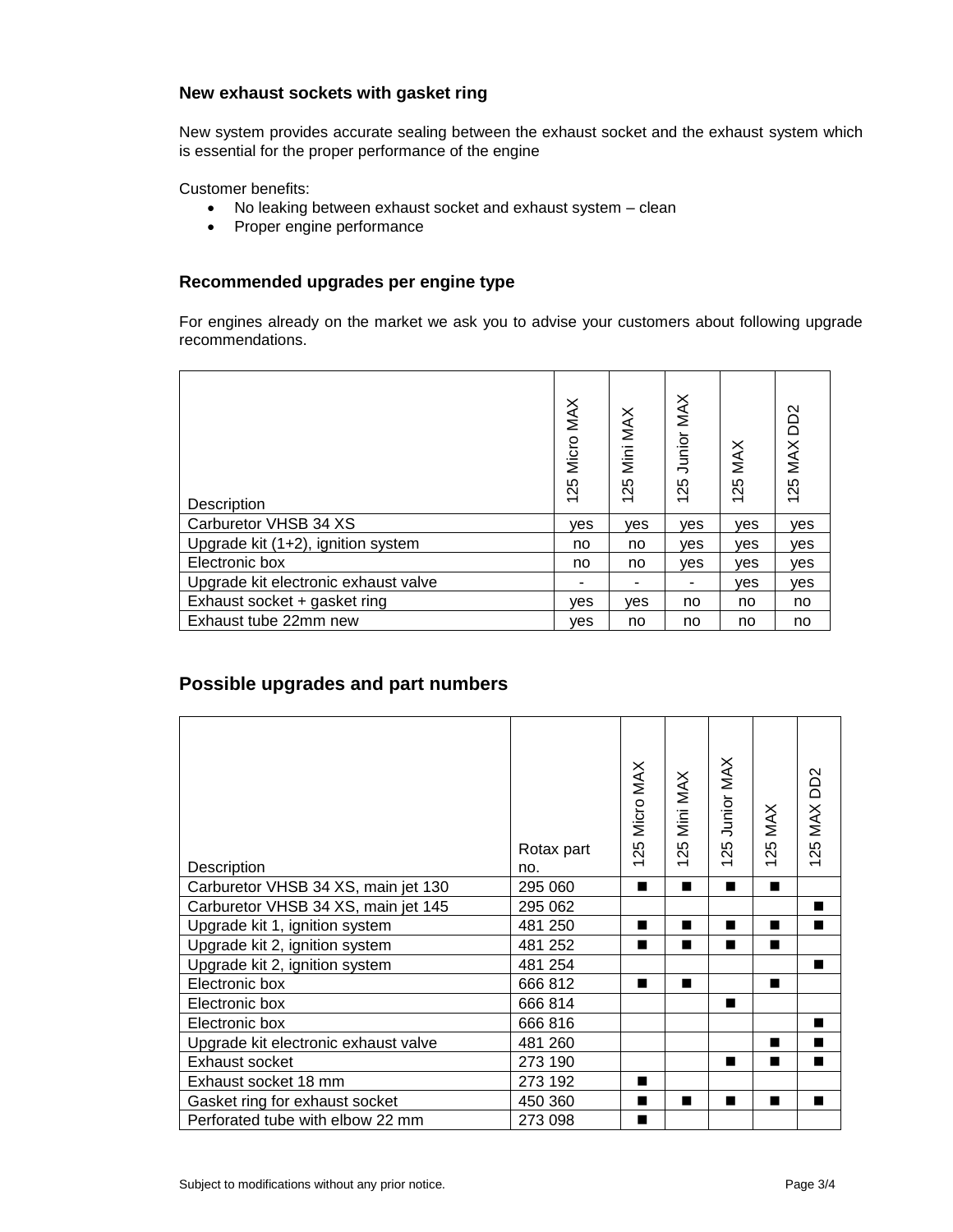### New exhaust sockets with gasket ring

New system provides accurate sealing between the exhaust socket and the exhaust system which is essential for the proper performance of the engine

Customer benefits:

- No leaking between exhaust socket and exhaust system – clean
- Proper engine performance

### Recommended upgrades per engine type

For engines already on the market we ask you to advise your customers about following upgrade recommendations.

| Description | 125 Micro MAX | 125 Mini MAX | 125 Junior MAX | 125 MAX | 125 MAX DD2 |
|---|---|---|---|---|---|
| Carburetor VHSB 34 XS | yes | yes | yes | yes | yes |
| Upgrade kit (1+2), ignition system | no | no | yes | yes | yes |
| Electronic box | no | no | yes | yes | yes |
| Upgrade kit electronic exhaust valve | - | - | - | yes | yes |
| Exhaust socket + gasket ring | yes | yes | no | no | no |
| Exhaust tube 22mm new | yes | no | no | no | no |

## Possible upgrades and part numbers

| Description | Rotax part no. | 125 Micro MAX | 125 Mini MAX | 125 Junior MAX | 125 MAX | 125 MAX DD2 |
|---|---|---|---|---|---|---|
| Carburetor VHSB 34 XS, main jet 130 | 295 060 | ■ | ■ | ■ | ■ | |
| Carburetor VHSB 34 XS, main jet 145 | 295 062 | | | | | ■ |
| Upgrade kit 1, ignition system | 481 250 | ■ | ■ | ■ | ■ | ■ |
| Upgrade kit 2, ignition system | 481 252 | ■ | ■ | ■ | ■ | |
| Upgrade kit 2, ignition system | 481 254 | | | | | ■ |
| Electronic box | 666 812 | ■ | ■ | | ■ | |
| Electronic box | 666 814 | | | ■ | | |
| Electronic box | 666 816 | | | | | ■ |
| Upgrade kit electronic exhaust valve | 481 260 | | | | ■ | ■ |
| Exhaust socket | 273 190 | | | ■ | ■ | ■ |
| Exhaust socket 18 mm | 273 192 | ■ | | | | |
| Gasket ring for exhaust socket | 450 360 | ■ | ■ | ■ | ■ | ■ |
| Perforated tube with elbow 22 mm | 273 098 | ■ | | | | |

Subject to modifications without any prior notice.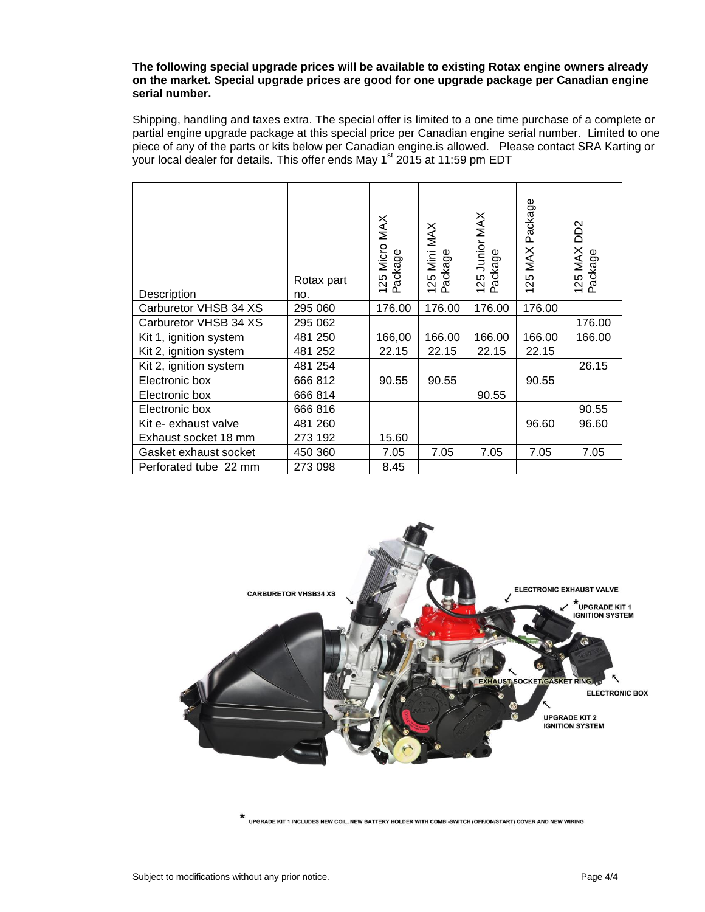**The following special upgrade prices will be available to existing Rotax engine owners already on the market. Special upgrade prices are good for one upgrade package per Canadian engine serial number.**

Shipping, handling and taxes extra. The special offer is limited to a one time purchase of a complete or partial engine upgrade package at this special price per Canadian engine serial number. Limited to one piece of any of the parts or kits below per Canadian engine.is allowed. Please contact SRA Karting or your local dealer for details. This offer ends May 1st 2015 at 11:59 pm EDT

| Description | Rotax part no. | 125 Micro MAX Package | 125 Mini MAX Package | 125 Junior MAX Package | 125 MAX Package | 125 MAX DD2 Package |
|---|---|---|---|---|---|---|
| Carburetor VHSB 34 XS | 295 060 | 176.00 | 176.00 | 176.00 | 176.00 | |
| Carburetor VHSB 34 XS | 295 062 | | | | | 176.00 |
| Kit 1, ignition system | 481 250 | 166,00 | 166.00 | 166.00 | 166.00 | 166.00 |
| Kit 2, ignition system | 481 252 | 22.15 | 22.15 | 22.15 | 22.15 | |
| Kit 2, ignition system | 481 254 | | | | | 26.15 |
| Electronic box | 666 812 | 90.55 | 90.55 | | 90.55 | |
| Electronic box | 666 814 | | | 90.55 | | |
| Electronic box | 666 816 | | | | | 90.55 |
| Kit e- exhaust valve | 481 260 | | | | 96.60 | 96.60 |
| Exhaust socket 18 mm | 273 192 | 15.60 | | | | |
| Gasket exhaust socket | 450 360 | 7.05 | 7.05 | 7.05 | 7.05 | 7.05 |
| Perforated tube 22 mm | 273 098 | 8.45 | | | | |

\* UPGRADE KIT 1 INCLUDES NEW COIL, NEW BATTERY HOLDER WITH COMBI-SWITCH (OFF/ON/START) COVER AND NEW WIRING